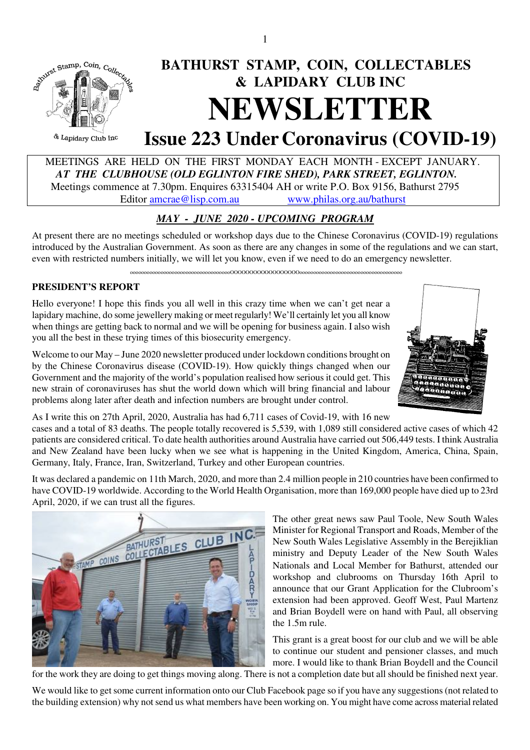# BATHURST STAMP, COIN, COLLECTABLES & LAPIDARY CLUB INC

# NEWSLETTER

## Issue 223 Under Coronavirus (COVID-19)

MEETINGS ARE HELD ON THE FIRST MONDAY EACH MONTH - EXCEPT JANUARY.
***AT THE CLUBHOUSE (OLD EGLINTON FIRE SHED), PARK STREET, EGLINTON.***
Meetings commence at 7.30pm. Enquires 63315404 AH or write P.O. Box 9156, Bathurst 2795
Editor amcrae@lisp.com.au www.philas.org.au/bathurst

### ***MAY - JUNE 2020 - UPCOMING PROGRAM***

At present there are no meetings scheduled or workshop days due to the Chinese Coronavirus (COVID-19) regulations introduced by the Australian Government. As soon as there are any changes in some of the regulations and we can start, even with restricted numbers initially, we will let you know, even if we need to do an emergency newsletter.

### PRESIDENT'S REPORT

Hello everyone! I hope this finds you all well in this crazy time when we can't get near a lapidary machine, do some jewellery making or meet regularly! We'll certainly let you all know when things are getting back to normal and we will be opening for business again. I also wish you all the best in these trying times of this biosecurity emergency.

Welcome to our May – June 2020 newsletter produced under lockdown conditions brought on by the Chinese Coronavirus disease (COVID-19). How quickly things changed when our Government and the majority of the world's population realised how serious it could get. This new strain of coronaviruses has shut the world down which will bring financial and labour problems along later after death and infection numbers are brought under control.

As I write this on 27th April, 2020, Australia has had 6,711 cases of Covid-19, with 16 new cases and a total of 83 deaths. The people totally recovered is 5,539, with 1,089 still considered active cases of which 42 patients are considered critical. To date health authorities around Australia have carried out 506,449 tests. I think Australia and New Zealand have been lucky when we see what is happening in the United Kingdom, America, China, Spain, Germany, Italy, France, Iran, Switzerland, Turkey and other European countries.

It was declared a pandemic on 11th March, 2020, and more than 2.4 million people in 210 countries have been confirmed to have COVID-19 worldwide. According to the World Health Organisation, more than 169,000 people have died up to 23rd April, 2020, if we can trust all the figures.

The other great news saw Paul Toole, New South Wales Minister for Regional Transport and Roads, Member of the New South Wales Legislative Assembly in the Berejiklian ministry and Deputy Leader of the New South Wales Nationals and Local Member for Bathurst, attended our workshop and clubrooms on Thursday 16th April to announce that our Grant Application for the Clubroom's extension had been approved. Geoff West, Paul Martenz and Brian Boydell were on hand with Paul, all observing the 1.5m rule.

This grant is a great boost for our club and we will be able to continue our student and pensioner classes, and much more. I would like to thank Brian Boydell and the Council for the work they are doing to get things moving along. There is not a completion date but all should be finished next year.

We would like to get some current information onto our Club Facebook page so if you have any suggestions (not related to the building extension) why not send us what members have been working on. You might have come across material related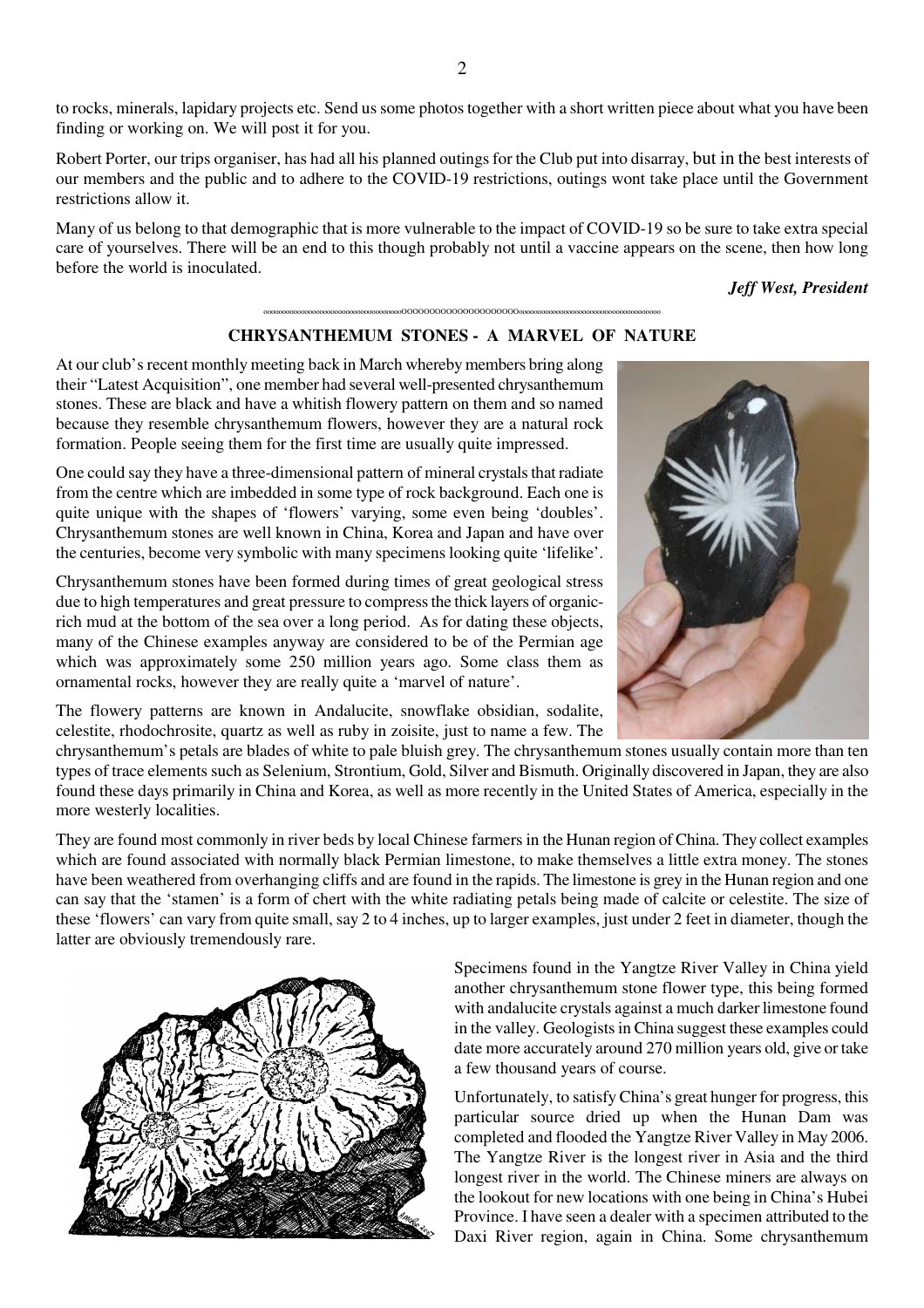to rocks, minerals, lapidary projects etc. Send us some photos together with a short written piece about what you have been finding or working on. We will post it for you.

Robert Porter, our trips organiser, has had all his planned outings for the Club put into disarray, but in the best interests of our members and the public and to adhere to the COVID-19 restrictions, outings wont take place until the Government restrictions allow it.

Many of us belong to that demographic that is more vulnerable to the impact of COVID-19 so be sure to take extra special care of yourselves. There will be an end to this though probably not until a vaccine appears on the scene, then how long before the world is inoculated.

***Jeff West, President***

## CHRYSANTHEMUM STONES - A MARVEL OF NATURE

At our club's recent monthly meeting back in March whereby members bring along their "Latest Acquisition", one member had several well-presented chrysanthemum stones. These are black and have a whitish flowery pattern on them and so named because they resemble chrysanthemum flowers, however they are a natural rock formation. People seeing them for the first time are usually quite impressed.

One could say they have a three-dimensional pattern of mineral crystals that radiate from the centre which are imbedded in some type of rock background. Each one is quite unique with the shapes of 'flowers' varying, some even being 'doubles'. Chrysanthemum stones are well known in China, Korea and Japan and have over the centuries, become very symbolic with many specimens looking quite 'lifelike'.

Chrysanthemum stones have been formed during times of great geological stress due to high temperatures and great pressure to compress the thick layers of organic-rich mud at the bottom of the sea over a long period. As for dating these objects, many of the Chinese examples anyway are considered to be of the Permian age which was approximately some 250 million years ago. Some class them as ornamental rocks, however they are really quite a 'marvel of nature'.

The flowery patterns are known in Andalucite, snowflake obsidian, sodalite, celestite, rhodochrosite, quartz as well as ruby in zoisite, just to name a few. The chrysanthemum's petals are blades of white to pale bluish grey. The chrysanthemum stones usually contain more than ten types of trace elements such as Selenium, Strontium, Gold, Silver and Bismuth. Originally discovered in Japan, they are also found these days primarily in China and Korea, as well as more recently in the United States of America, especially in the more westerly localities.

They are found most commonly in river beds by local Chinese farmers in the Hunan region of China. They collect examples which are found associated with normally black Permian limestone, to make themselves a little extra money. The stones have been weathered from overhanging cliffs and are found in the rapids. The limestone is grey in the Hunan region and one can say that the 'stamen' is a form of chert with the white radiating petals being made of calcite or celestite. The size of these 'flowers' can vary from quite small, say 2 to 4 inches, up to larger examples, just under 2 feet in diameter, though the latter are obviously tremendously rare.

Specimens found in the Yangtze River Valley in China yield another chrysanthemum stone flower type, this being formed with andalucite crystals against a much darker limestone found in the valley. Geologists in China suggest these examples could date more accurately around 270 million years old, give or take a few thousand years of course.

Unfortunately, to satisfy China's great hunger for progress, this particular source dried up when the Hunan Dam was completed and flooded the Yangtze River Valley in May 2006. The Yangtze River is the longest river in Asia and the third longest river in the world. The Chinese miners are always on the lookout for new locations with one being in China's Hubei Province. I have seen a dealer with a specimen attributed to the Daxi River region, again in China. Some chrysanthemum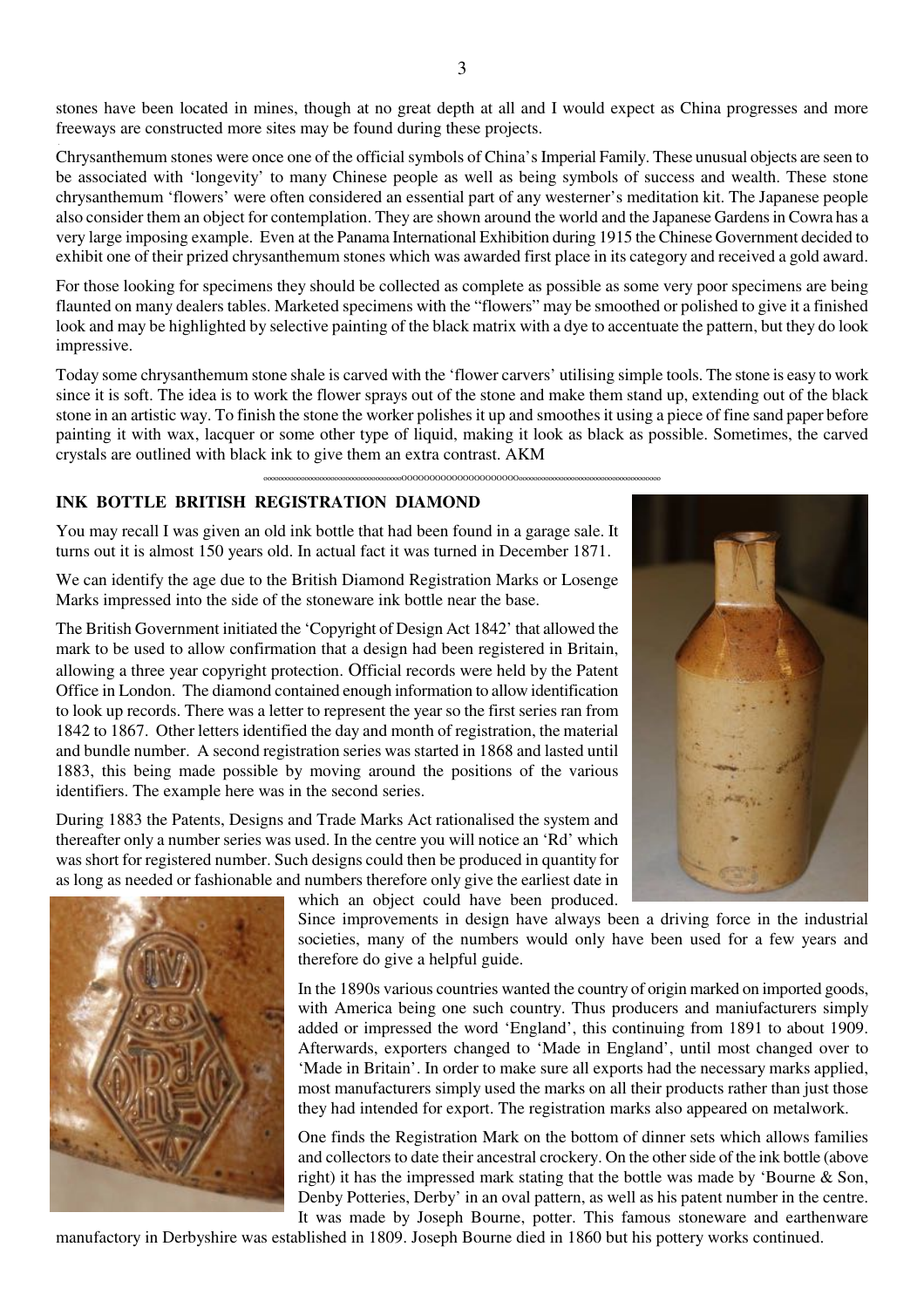stones have been located in mines, though at no great depth at all and I would expect as China progresses and more freeways are constructed more sites may be found during these projects.

Chrysanthemum stones were once one of the official symbols of China's Imperial Family. These unusual objects are seen to be associated with 'longevity' to many Chinese people as well as being symbols of success and wealth. These stone chrysanthemum 'flowers' were often considered an essential part of any westerner's meditation kit. The Japanese people also consider them an object for contemplation. They are shown around the world and the Japanese Gardens in Cowra has a very large imposing example. Even at the Panama International Exhibition during 1915 the Chinese Government decided to exhibit one of their prized chrysanthemum stones which was awarded first place in its category and received a gold award.

For those looking for specimens they should be collected as complete as possible as some very poor specimens are being flaunted on many dealers tables. Marketed specimens with the "flowers" may be smoothed or polished to give it a finished look and may be highlighted by selective painting of the black matrix with a dye to accentuate the pattern, but they do look impressive.

Today some chrysanthemum stone shale is carved with the 'flower carvers' utilising simple tools. The stone is easy to work since it is soft. The idea is to work the flower sprays out of the stone and make them stand up, extending out of the black stone in an artistic way. To finish the stone the worker polishes it up and smoothes it using a piece of fine sand paper before painting it with wax, lacquer or some other type of liquid, making it look as black as possible. Sometimes, the carved crystals are outlined with black ink to give them an extra contrast. AKM

## INK BOTTLE BRITISH REGISTRATION DIAMOND

You may recall I was given an old ink bottle that had been found in a garage sale. It turns out it is almost 150 years old. In actual fact it was turned in December 1871.

We can identify the age due to the British Diamond Registration Marks or Losenge Marks impressed into the side of the stoneware ink bottle near the base.

The British Government initiated the 'Copyright of Design Act 1842' that allowed the mark to be used to allow confirmation that a design had been registered in Britain, allowing a three year copyright protection. Official records were held by the Patent Office in London. The diamond contained enough information to allow identification to look up records. There was a letter to represent the year so the first series ran from 1842 to 1867. Other letters identified the day and month of registration, the material and bundle number. A second registration series was started in 1868 and lasted until 1883, this being made possible by moving around the positions of the various identifiers. The example here was in the second series.

During 1883 the Patents, Designs and Trade Marks Act rationalised the system and thereafter only a number series was used. In the centre you will notice an 'Rd' which was short for registered number. Such designs could then be produced in quantity for as long as needed or fashionable and numbers therefore only give the earliest date in which an object could have been produced. Since improvements in design have always been a driving force in the industrial societies, many of the numbers would only have been used for a few years and therefore do give a helpful guide.

In the 1890s various countries wanted the country of origin marked on imported goods, with America being one such country. Thus producers and maniufacturers simply added or impressed the word 'England', this continuing from 1891 to about 1909. Afterwards, exporters changed to 'Made in England', until most changed over to 'Made in Britain'. In order to make sure all exports had the necessary marks applied, most manufacturers simply used the marks on all their products rather than just those they had intended for export. The registration marks also appeared on metalwork.

One finds the Registration Mark on the bottom of dinner sets which allows families and collectors to date their ancestral crockery. On the other side of the ink bottle (above right) it has the impressed mark stating that the bottle was made by 'Bourne & Son, Denby Potteries, Derby' in an oval pattern, as well as his patent number in the centre. It was made by Joseph Bourne, potter. This famous stoneware and earthenware manufactory in Derbyshire was established in 1809. Joseph Bourne died in 1860 but his pottery works continued.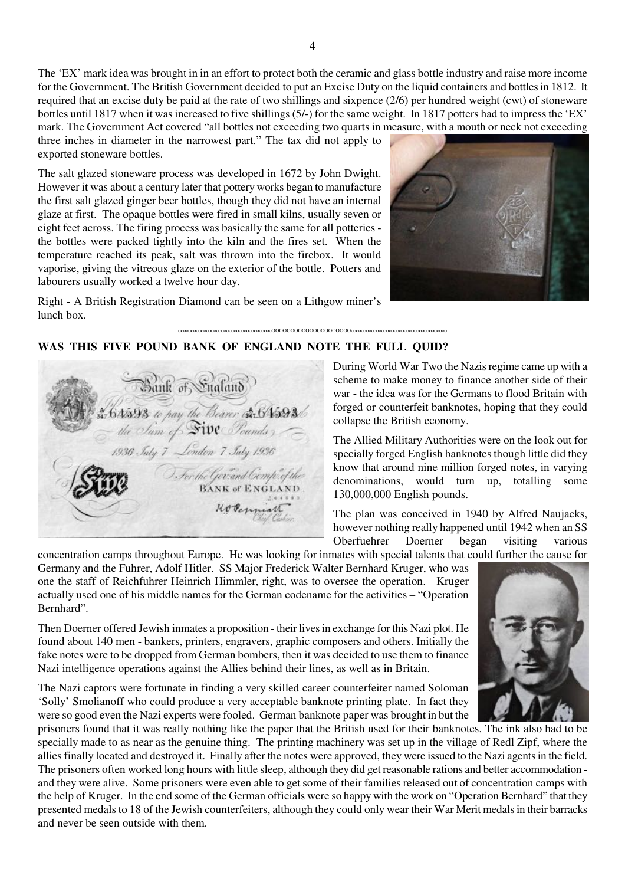The 'EX' mark idea was brought in in an effort to protect both the ceramic and glass bottle industry and raise more income for the Government. The British Government decided to put an Excise Duty on the liquid containers and bottles in 1812. It required that an excise duty be paid at the rate of two shillings and sixpence (2/6) per hundred weight (cwt) of stoneware bottles until 1817 when it was increased to five shillings (5/-) for the same weight. In 1817 potters had to impress the 'EX' mark. The Government Act covered "all bottles not exceeding two quarts in measure, with a mouth or neck not exceeding three inches in diameter in the narrowest part." The tax did not apply to exported stoneware bottles.

The salt glazed stoneware process was developed in 1672 by John Dwight. However it was about a century later that pottery works began to manufacture the first salt glazed ginger beer bottles, though they did not have an internal glaze at first. The opaque bottles were fired in small kilns, usually seven or eight feet across. The firing process was basically the same for all potteries - the bottles were packed tightly into the kiln and the fires set. When the temperature reached its peak, salt was thrown into the firebox. It would vaporise, giving the vitreous glaze on the exterior of the bottle. Potters and labourers usually worked a twelve hour day.

Right - A British Registration Diamond can be seen on a Lithgow miner's lunch box.

## WAS THIS FIVE POUND BANK OF ENGLAND NOTE THE FULL QUID?

During World War Two the Nazis regime came up with a scheme to make money to finance another side of their war - the idea was for the Germans to flood Britain with forged or counterfeit banknotes, hoping that they could collapse the British economy.

The Allied Military Authorities were on the look out for specially forged English banknotes though little did they know that around nine million forged notes, in varying denominations, would turn up, totalling some 130,000,000 English pounds.

The plan was conceived in 1940 by Alfred Naujacks, however nothing really happened until 1942 when an SS Oberfuehrer Doerner began visiting various concentration camps throughout Europe. He was looking for inmates with special talents that could further the cause for Germany and the Fuhrer, Adolf Hitler. SS Major Frederick Walter Bernhard Kruger, who was one the staff of Reichfuhrer Heinrich Himmler, right, was to oversee the operation. Kruger actually used one of his middle names for the German codename for the activities – "Operation Bernhard".

Then Doerner offered Jewish inmates a proposition - their lives in exchange for this Nazi plot. He found about 140 men - bankers, printers, engravers, graphic composers and others. Initially the fake notes were to be dropped from German bombers, then it was decided to use them to finance Nazi intelligence operations against the Allies behind their lines, as well as in Britain.

The Nazi captors were fortunate in finding a very skilled career counterfeiter named Soloman 'Solly' Smolianoff who could produce a very acceptable banknote printing plate. In fact they were so good even the Nazi experts were fooled. German banknote paper was brought in but the prisoners found that it was really nothing like the paper that the British used for their banknotes. The ink also had to be specially made to as near as the genuine thing. The printing machinery was set up in the village of Redl Zipf, where the allies finally located and destroyed it. Finally after the notes were approved, they were issued to the Nazi agents in the field. The prisoners often worked long hours with little sleep, although they did get reasonable rations and better accommodation - and they were alive. Some prisoners were even able to get some of their families released out of concentration camps with the help of Kruger. In the end some of the German officials were so happy with the work on "Operation Bernhard" that they presented medals to 18 of the Jewish counterfeiters, although they could only wear their War Merit medals in their barracks and never be seen outside with them.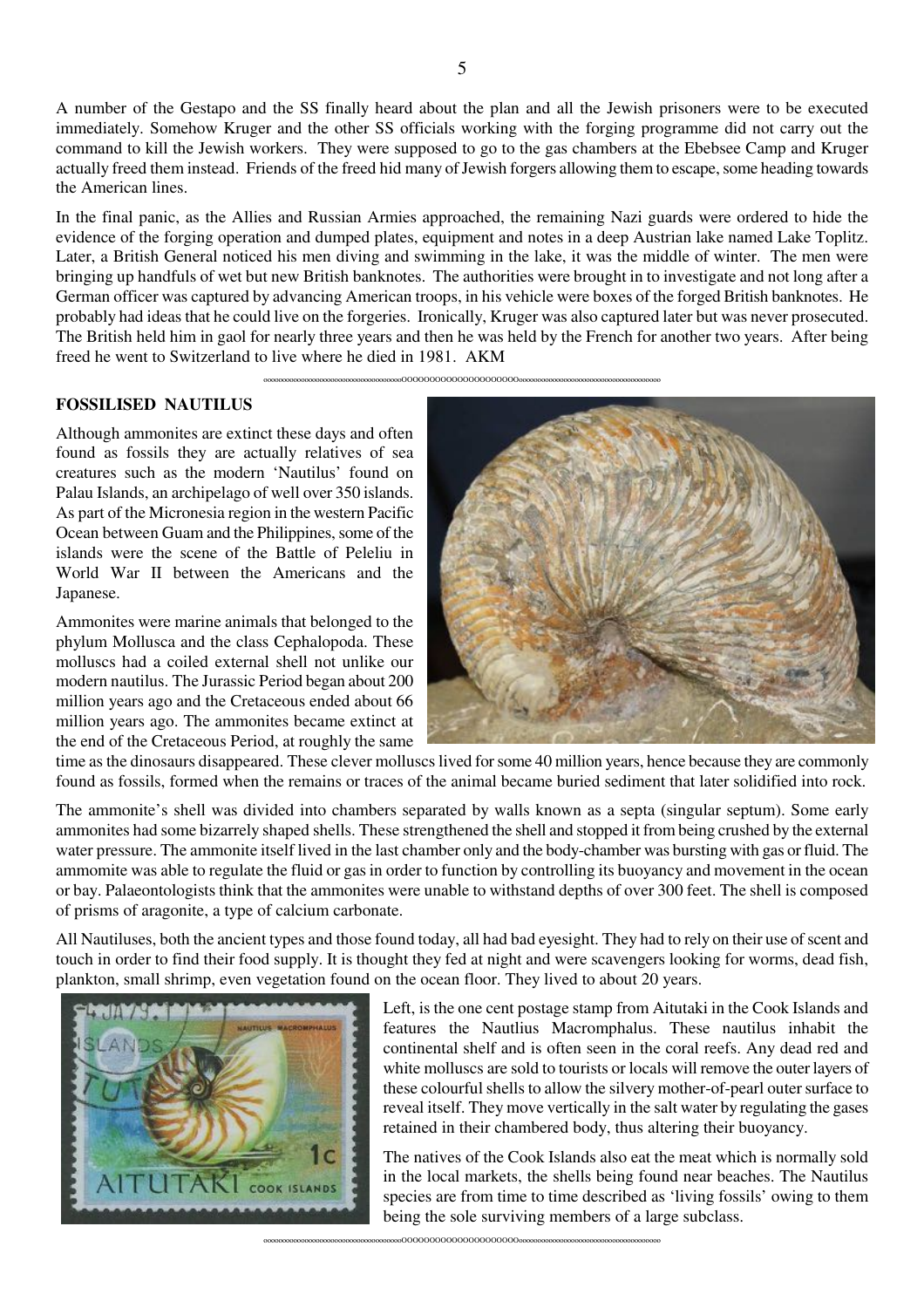A number of the Gestapo and the SS finally heard about the plan and all the Jewish prisoners were to be executed immediately. Somehow Kruger and the other SS officials working with the forging programme did not carry out the command to kill the Jewish workers. They were supposed to go to the gas chambers at the Ebebsee Camp and Kruger actually freed them instead. Friends of the freed hid many of Jewish forgers allowing them to escape, some heading towards the American lines.

In the final panic, as the Allies and Russian Armies approached, the remaining Nazi guards were ordered to hide the evidence of the forging operation and dumped plates, equipment and notes in a deep Austrian lake named Lake Toplitz. Later, a British General noticed his men diving and swimming in the lake, it was the middle of winter. The men were bringing up handfuls of wet but new British banknotes. The authorities were brought in to investigate and not long after a German officer was captured by advancing American troops, in his vehicle were boxes of the forged British banknotes. He probably had ideas that he could live on the forgeries. Ironically, Kruger was also captured later but was never prosecuted. The British held him in gaol for nearly three years and then he was held by the French for another two years. After being freed he went to Switzerland to live where he died in 1981. AKM

ooooooooooooooooooooooooooooooooooOOOOOOOOOOOOOOOOOOOOoooooooooooooooooooooooooooooooooooo

## FOSSILISED NAUTILUS

Although ammonites are extinct these days and often found as fossils they are actually relatives of sea creatures such as the modern 'Nautilus' found on Palau Islands, an archipelago of well over 350 islands. As part of the Micronesia region in the western Pacific Ocean between Guam and the Philippines, some of the islands were the scene of the Battle of Peleliu in World War II between the Americans and the Japanese.

Ammonites were marine animals that belonged to the phylum Mollusca and the class Cephalopoda. These molluscs had a coiled external shell not unlike our modern nautilus. The Jurassic Period began about 200 million years ago and the Cretaceous ended about 66 million years ago. The ammonites became extinct at the end of the Cretaceous Period, at roughly the same time as the dinosaurs disappeared. These clever molluscs lived for some 40 million years, hence because they are commonly found as fossils, formed when the remains or traces of the animal became buried sediment that later solidified into rock.

The ammonite's shell was divided into chambers separated by walls known as a septa (singular septum). Some early ammonites had some bizarrely shaped shells. These strengthened the shell and stopped it from being crushed by the external water pressure. The ammonite itself lived in the last chamber only and the body-chamber was bursting with gas or fluid. The ammomite was able to regulate the fluid or gas in order to function by controlling its buoyancy and movement in the ocean or bay. Palaeontologists think that the ammonites were unable to withstand depths of over 300 feet. The shell is composed of prisms of aragonite, a type of calcium carbonate.

All Nautiluses, both the ancient types and those found today, all had bad eyesight. They had to rely on their use of scent and touch in order to find their food supply. It is thought they fed at night and were scavengers looking for worms, dead fish, plankton, small shrimp, even vegetation found on the ocean floor. They lived to about 20 years.

Left, is the one cent postage stamp from Aitutaki in the Cook Islands and features the Nautlius Macromphalus. These nautilus inhabit the continental shelf and is often seen in the coral reefs. Any dead red and white molluscs are sold to tourists or locals will remove the outer layers of these colourful shells to allow the silvery mother-of-pearl outer surface to reveal itself. They move vertically in the salt water by regulating the gases retained in their chambered body, thus altering their buoyancy.

The natives of the Cook Islands also eat the meat which is normally sold in the local markets, the shells being found near beaches. The Nautilus species are from time to time described as 'living fossils' owing to them being the sole surviving members of a large subclass.

ooooooooooooooooooooooooooooooooooOOOOOOOOOOOOOOOOOOOOoooooooooooooooooooooooooooooooooooo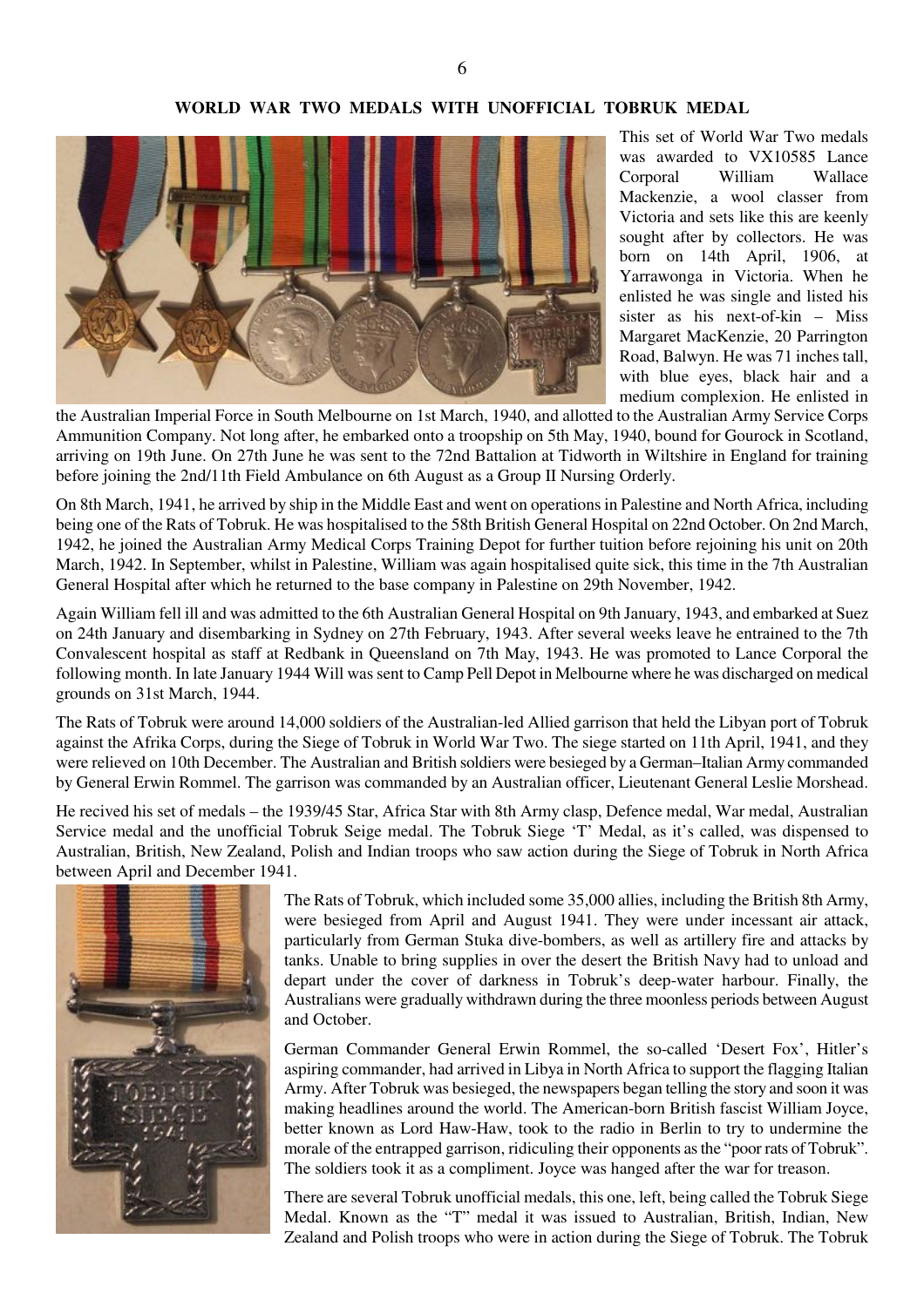## WORLD WAR TWO MEDALS WITH UNOFFICIAL TOBRUK MEDAL

This set of World War Two medals was awarded to VX10585 Lance Corporal William Wallace Mackenzie, a wool classer from Victoria and sets like this are keenly sought after by collectors. He was born on 14th April, 1906, at Yarrawonga in Victoria. When he enlisted he was single and listed his sister as his next-of-kin – Miss Margaret MacKenzie, 20 Parrington Road, Balwyn. He was 71 inches tall, with blue eyes, black hair and a medium complexion. He enlisted in the Australian Imperial Force in South Melbourne on 1st March, 1940, and allotted to the Australian Army Service Corps Ammunition Company. Not long after, he embarked onto a troopship on 5th May, 1940, bound for Gourock in Scotland, arriving on 19th June. On 27th June he was sent to the 72nd Battalion at Tidworth in Wiltshire in England for training before joining the 2nd/11th Field Ambulance on 6th August as a Group II Nursing Orderly.

On 8th March, 1941, he arrived by ship in the Middle East and went on operations in Palestine and North Africa, including being one of the Rats of Tobruk. He was hospitalised to the 58th British General Hospital on 22nd October. On 2nd March, 1942, he joined the Australian Army Medical Corps Training Depot for further tuition before rejoining his unit on 20th March, 1942. In September, whilst in Palestine, William was again hospitalised quite sick, this time in the 7th Australian General Hospital after which he returned to the base company in Palestine on 29th November, 1942.

Again William fell ill and was admitted to the 6th Australian General Hospital on 9th January, 1943, and embarked at Suez on 24th January and disembarking in Sydney on 27th February, 1943. After several weeks leave he entrained to the 7th Convalescent hospital as staff at Redbank in Queensland on 7th May, 1943. He was promoted to Lance Corporal the following month. In late January 1944 Will was sent to Camp Pell Depot in Melbourne where he was discharged on medical grounds on 31st March, 1944.

The Rats of Tobruk were around 14,000 soldiers of the Australian-led Allied garrison that held the Libyan port of Tobruk against the Afrika Corps, during the Siege of Tobruk in World War Two. The siege started on 11th April, 1941, and they were relieved on 10th December. The Australian and British soldiers were besieged by a German–Italian Army commanded by General Erwin Rommel. The garrison was commanded by an Australian officer, Lieutenant General Leslie Morshead.

He recived his set of medals – the 1939/45 Star, Africa Star with 8th Army clasp, Defence medal, War medal, Australian Service medal and the unofficial Tobruk Seige medal. The Tobruk Siege 'T' Medal, as it's called, was dispensed to Australian, British, New Zealand, Polish and Indian troops who saw action during the Siege of Tobruk in North Africa between April and December 1941.

The Rats of Tobruk, which included some 35,000 allies, including the British 8th Army, were besieged from April and August 1941. They were under incessant air attack, particularly from German Stuka dive-bombers, as well as artillery fire and attacks by tanks. Unable to bring supplies in over the desert the British Navy had to unload and depart under the cover of darkness in Tobruk's deep-water harbour. Finally, the Australians were gradually withdrawn during the three moonless periods between August and October.

German Commander General Erwin Rommel, the so-called 'Desert Fox', Hitler's aspiring commander, had arrived in Libya in North Africa to support the flagging Italian Army. After Tobruk was besieged, the newspapers began telling the story and soon it was making headlines around the world. The American-born British fascist William Joyce, better known as Lord Haw-Haw, took to the radio in Berlin to try to undermine the morale of the entrapped garrison, ridiculing their opponents as the "poor rats of Tobruk". The soldiers took it as a compliment. Joyce was hanged after the war for treason.

There are several Tobruk unofficial medals, this one, left, being called the Tobruk Siege Medal. Known as the "T" medal it was issued to Australian, British, Indian, New Zealand and Polish troops who were in action during the Siege of Tobruk. The Tobruk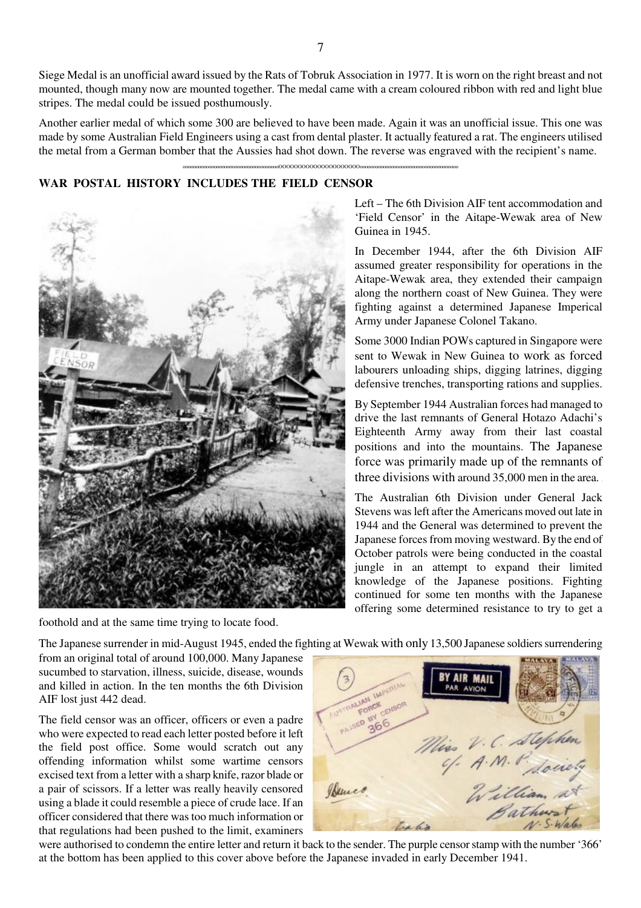Siege Medal is an unofficial award issued by the Rats of Tobruk Association in 1977. It is worn on the right breast and not mounted, though many now are mounted together. The medal came with a cream coloured ribbon with red and light blue stripes. The medal could be issued posthumously.

Another earlier medal of which some 300 are believed to have been made. Again it was an unofficial issue. This one was made by some Australian Field Engineers using a cast from dental plaster. It actually featured a rat. The engineers utilised the metal from a German bomber that the Aussies had shot down. The reverse was engraved with the recipient's name.

## WAR POSTAL HISTORY INCLUDES THE FIELD CENSOR

Left – The 6th Division AIF tent accommodation and 'Field Censor' in the Aitape-Wewak area of New Guinea in 1945.

In December 1944, after the 6th Division AIF assumed greater responsibility for operations in the Aitape-Wewak area, they extended their campaign along the northern coast of New Guinea. They were fighting against a determined Japanese Imperical Army under Japanese Colonel Takano.

Some 3000 Indian POWs captured in Singapore were sent to Wewak in New Guinea to work as forced labourers unloading ships, digging latrines, digging defensive trenches, transporting rations and supplies.

By September 1944 Australian forces had managed to drive the last remnants of General Hotazo Adachi's Eighteenth Army away from their last coastal positions and into the mountains. The Japanese force was primarily made up of the remnants of three divisions with around 35,000 men in the area.

The Australian 6th Division under General Jack Stevens was left after the Americans moved out late in 1944 and the General was determined to prevent the Japanese forces from moving westward. By the end of October patrols were being conducted in the coastal jungle in an attempt to expand their limited knowledge of the Japanese positions. Fighting continued for some ten months with the Japanese offering some determined resistance to try to get a foothold and at the same time trying to locate food.

The Japanese surrender in mid-August 1945, ended the fighting at Wewak with only 13,500 Japanese soldiers surrendering from an original total of around 100,000. Many Japanese sucumbed to starvation, illness, suicide, disease, wounds and killed in action. In the ten months the 6th Division AIF lost just 442 dead.

The field censor was an officer, officers or even a padre who were expected to read each letter posted before it left the field post office. Some would scratch out any offending information whilst some wartime censors excised text from a letter with a sharp knife, razor blade or a pair of scissors. If a letter was really heavily censored using a blade it could resemble a piece of crude lace. If an officer considered that there was too much information or that regulations had been pushed to the limit, examiners were authorised to condemn the entire letter and return it back to the sender. The purple censor stamp with the number '366' at the bottom has been applied to this cover above before the Japanese invaded in early December 1941.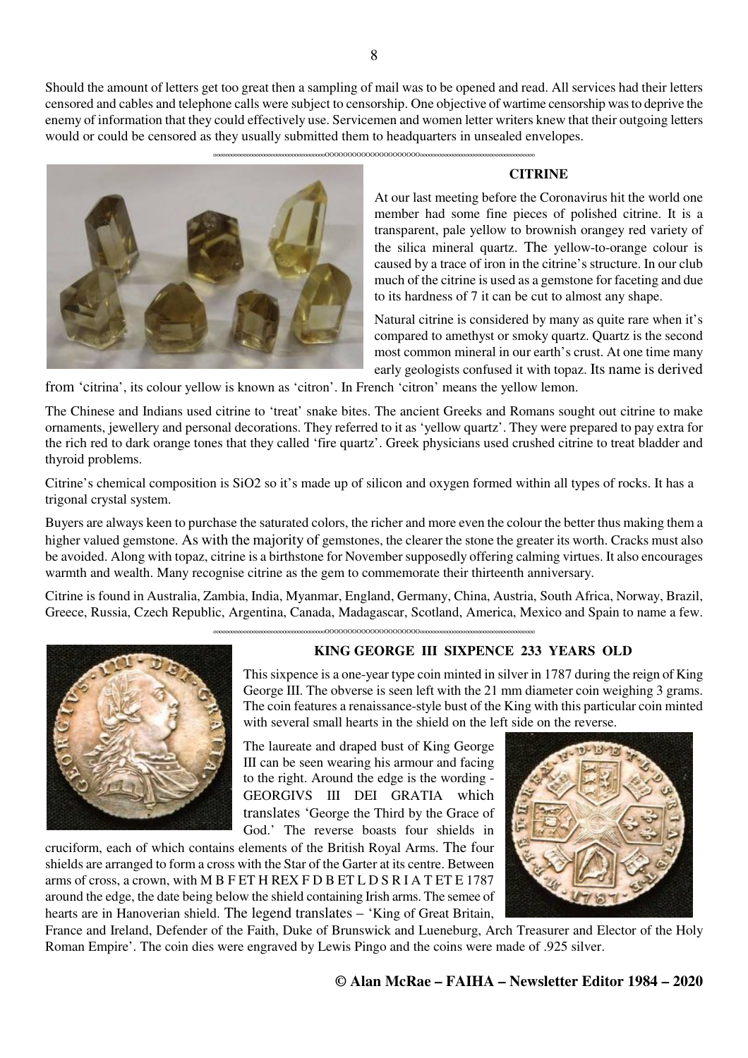Should the amount of letters get too great then a sampling of mail was to be opened and read. All services had their letters censored and cables and telephone calls were subject to censorship. One objective of wartime censorship was to deprive the enemy of information that they could effectively use. Servicemen and women letter writers knew that their outgoing letters would or could be censored as they usually submitted them to headquarters in unsealed envelopes.

## CITRINE

At our last meeting before the Coronavirus hit the world one member had some fine pieces of polished citrine. It is a transparent, pale yellow to brownish orangey red variety of the silica mineral quartz. The yellow-to-orange colour is caused by a trace of iron in the citrine's structure. In our club much of the citrine is used as a gemstone for faceting and due to its hardness of 7 it can be cut to almost any shape.

Natural citrine is considered by many as quite rare when it's compared to amethyst or smoky quartz. Quartz is the second most common mineral in our earth's crust. At one time many early geologists confused it with topaz. Its name is derived from 'citrina', its colour yellow is known as 'citron'. In French 'citron' means the yellow lemon.

The Chinese and Indians used citrine to 'treat' snake bites. The ancient Greeks and Romans sought out citrine to make ornaments, jewellery and personal decorations. They referred to it as 'yellow quartz'. They were prepared to pay extra for the rich red to dark orange tones that they called 'fire quartz'. Greek physicians used crushed citrine to treat bladder and thyroid problems.

Citrine's chemical composition is $SiO_2$ so it's made up of silicon and oxygen formed within all types of rocks. It has a trigonal crystal system.

Buyers are always keen to purchase the saturated colors, the richer and more even the colour the better thus making them a higher valued gemstone. As with the majority of gemstones, the clearer the stone the greater its worth. Cracks must also be avoided. Along with topaz, citrine is a birthstone for November supposedly offering calming virtues. It also encourages warmth and wealth. Many recognise citrine as the gem to commemorate their thirteenth anniversary.

Citrine is found in Australia, Zambia, India, Myanmar, England, Germany, China, Austria, South Africa, Norway, Brazil, Greece, Russia, Czech Republic, Argentina, Canada, Madagascar, Scotland, America, Mexico and Spain to name a few.

## KING GEORGE III SIXPENCE 233 YEARS OLD

This sixpence is a one-year type coin minted in silver in 1787 during the reign of King George III. The obverse is seen left with the 21 mm diameter coin weighing 3 grams. The coin features a renaissance-style bust of the King with this particular coin minted with several small hearts in the shield on the left side on the reverse.

The laureate and draped bust of King George III can be seen wearing his armour and facing to the right. Around the edge is the wording - GEORGIVS III DEI GRATIA which translates 'George the Third by the Grace of God.' The reverse boasts four shields in cruciform, each of which contains elements of the British Royal Arms. The four shields are arranged to form a cross with the Star of the Garter at its centre. Between arms of cross, a crown, with M B F ET H REX F D B ET L D S R I A T ET E 1787 around the edge, the date being below the shield containing Irish arms. The semee of hearts are in Hanoverian shield. The legend translates – 'King of Great Britain, France and Ireland, Defender of the Faith, Duke of Brunswick and Lueneburg, Arch Treasurer and Elector of the Holy Roman Empire'. The coin dies were engraved by Lewis Pingo and the coins were made of .925 silver.

**© Alan McRae – FAIHA – Newsletter Editor 1984 – 2020**